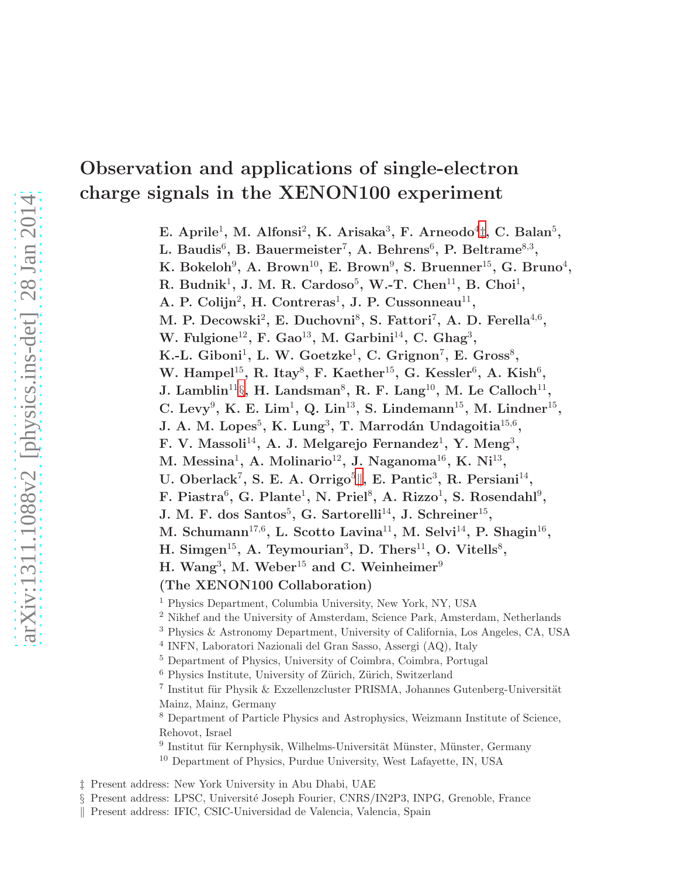# Observation and applications of single-electron charge signals in the XENON100 experiment

**E. Aprile[1], M. Alfonsi[2], K. Arisaka[3], F. Arneodo[4‡], C. Balan[5], L. Baudis[6], B. Bauermeister[7], A. Behrens[6], P. Beltrame[8,3], K. Bokeloh[9], A. Brown[10], E. Brown[9], S. Bruenner[15], G. Bruno[4], R. Budnik[1], J. M. R. Cardoso[5], W.-T. Chen[11], B. Choi[1], A. P. Colijn[2], H. Contreras[1], J. P. Cussonneau[11], M. P. Decowski[2], E. Duchovni[8], S. Fattori[7], A. D. Ferella[4,6], W. Fulgione[12], F. Gao[13], M. Garbini[14], C. Ghag[3], K.-L. Giboni[1], L. W. Goetzke[1], C. Grignon[7], E. Gross[8], W. Hampel[15], R. Itay[8], F. Kaether[15], G. Kessler[6], A. Kish[6], J. Lamblin[11§], H. Landsman[8], R. F. Lang[10], M. Le Calloch[11], C. Levy[9], K. E. Lim[1], Q. Lin[13], S. Lindemann[15], M. Lindner[15], J. A. M. Lopes[5], K. Lung[3], T. Marrodán Undagoitia[15,6], F. V. Massoli[14], A. J. Melgarejo Fernandez[1], Y. Meng[3], M. Messina[1], A. Molinario[12], J. Naganoma[16], K. Ni[13], U. Oberlack[7], S. E. A. Orrigo[5‖], E. Pantic[3], R. Persiani[14], F. Piastra[6], G. Plante[1], N. Priel[8], A. Rizzo[1], S. Rosendahl[9], J. M. F. dos Santos[5], G. Sartorelli[14], J. Schreiner[15], M. Schumann[17,6], L. Scotto Lavina[11], M. Selvi[14], P. Shagin[16], H. Simgen[15], A. Teymourian[3], D. Thers[11], O. Vitells[8], H. Wang[3], M. Weber[15] and C. Weinheimer[9]**

**(The XENON100 Collaboration)**

[1] Physics Department, Columbia University, New York, NY, USA
[2] Nikhef and the University of Amsterdam, Science Park, Amsterdam, Netherlands
[3] Physics & Astronomy Department, University of California, Los Angeles, CA, USA
[4] INFN, Laboratori Nazionali del Gran Sasso, Assergi (AQ), Italy
[5] Department of Physics, University of Coimbra, Coimbra, Portugal
[6] Physics Institute, University of Zürich, Zürich, Switzerland
[7] Institut für Physik & Exzellenzcluster PRISMA, Johannes Gutenberg-Universität Mainz, Mainz, Germany
[8] Department of Particle Physics and Astrophysics, Weizmann Institute of Science, Rehovot, Israel
[9] Institut für Kernphysik, Wilhelms-Universität Münster, Münster, Germany
[10] Department of Physics, Purdue University, West Lafayette, IN, USA

‡ Present address: New York University in Abu Dhabi, UAE
§ Present address: LPSC, Université Joseph Fourier, CNRS/IN2P3, INPG, Grenoble, France
‖ Present address: IFIC, CSIC-Universidad de Valencia, Valencia, Spain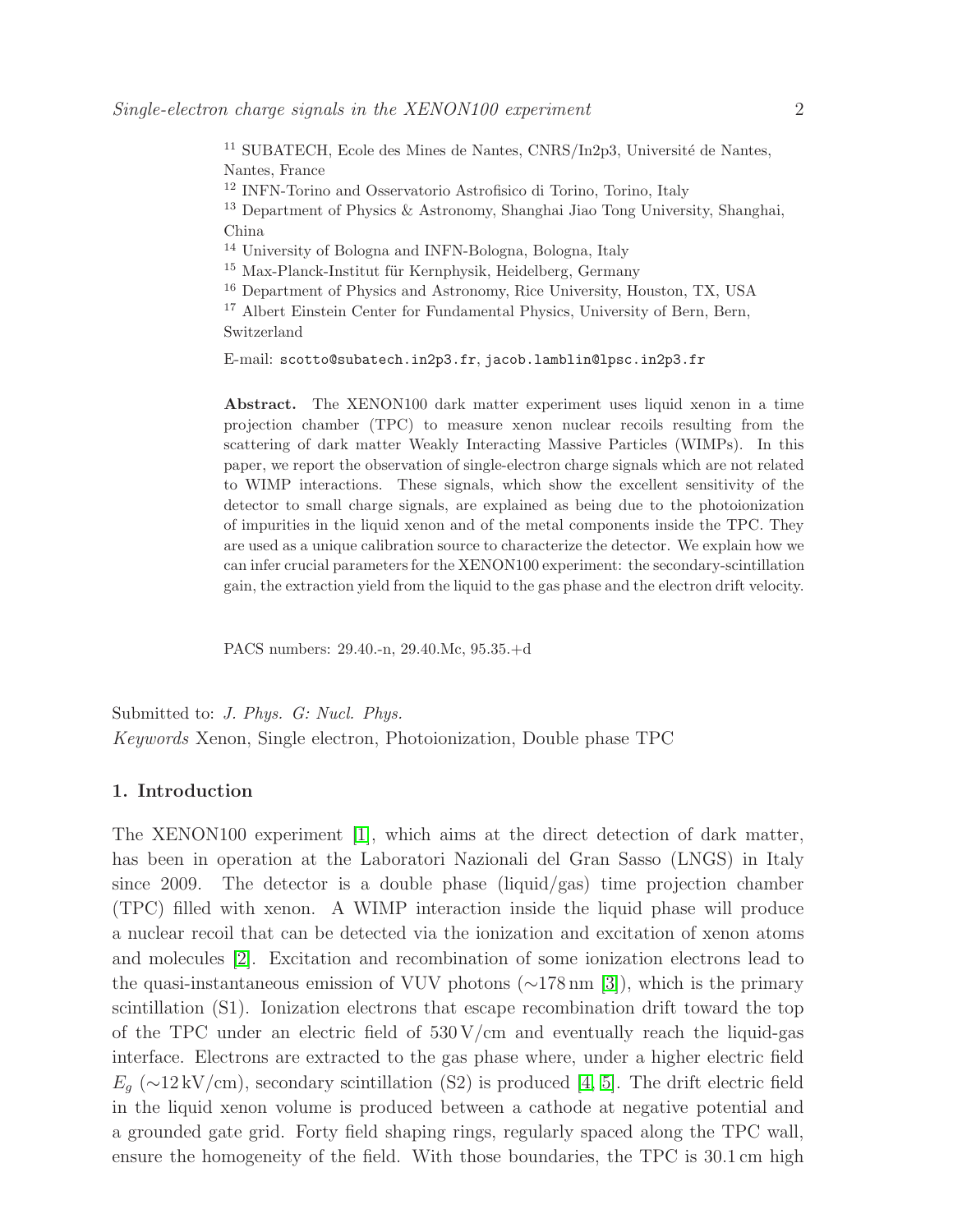[11] SUBATECH, Ecole des Mines de Nantes, CNRS/In2p3, Université de Nantes, Nantes, France

[12] INFN-Torino and Osservatorio Astrofisico di Torino, Torino, Italy

[13] Department of Physics & Astronomy, Shanghai Jiao Tong University, Shanghai, China

[14] University of Bologna and INFN-Bologna, Bologna, Italy

[15] Max-Planck-Institut für Kernphysik, Heidelberg, Germany

[16] Department of Physics and Astronomy, Rice University, Houston, TX, USA

[17] Albert Einstein Center for Fundamental Physics, University of Bern, Bern, Switzerland

E-mail: scotto@subatech.in2p3.fr, jacob.lamblin@lpsc.in2p3.fr

**Abstract.** The XENON100 dark matter experiment uses liquid xenon in a time projection chamber (TPC) to measure xenon nuclear recoils resulting from the scattering of dark matter Weakly Interacting Massive Particles (WIMPs). In this paper, we report the observation of single-electron charge signals which are not related to WIMP interactions. These signals, which show the excellent sensitivity of the detector to small charge signals, are explained as being due to the photoionization of impurities in the liquid xenon and of the metal components inside the TPC. They are used as a unique calibration source to characterize the detector. We explain how we can infer crucial parameters for the XENON100 experiment: the secondary-scintillation gain, the extraction yield from the liquid to the gas phase and the electron drift velocity.

PACS numbers: 29.40.-n, 29.40.Mc, 95.35.+d

Submitted to: *J. Phys. G: Nucl. Phys.*

*Keywords* Xenon, Single electron, Photoionization, Double phase TPC

## 1. Introduction

The XENON100 experiment [1], which aims at the direct detection of dark matter, has been in operation at the Laboratori Nazionali del Gran Sasso (LNGS) in Italy since 2009. The detector is a double phase (liquid/gas) time projection chamber (TPC) filled with xenon. A WIMP interaction inside the liquid phase will produce a nuclear recoil that can be detected via the ionization and excitation of xenon atoms and molecules [2]. Excitation and recombination of some ionization electrons lead to the quasi-instantaneous emission of VUV photons (∼178 nm [3]), which is the primary scintillation (S1). Ionization electrons that escape recombination drift toward the top of the TPC under an electric field of 530 V/cm and eventually reach the liquid-gas interface. Electrons are extracted to the gas phase where, under a higher electric field $E_g$ (∼12 kV/cm), secondary scintillation (S2) is produced [4, 5]. The drift electric field in the liquid xenon volume is produced between a cathode at negative potential and a grounded gate grid. Forty field shaping rings, regularly spaced along the TPC wall, ensure the homogeneity of the field. With those boundaries, the TPC is 30.1 cm high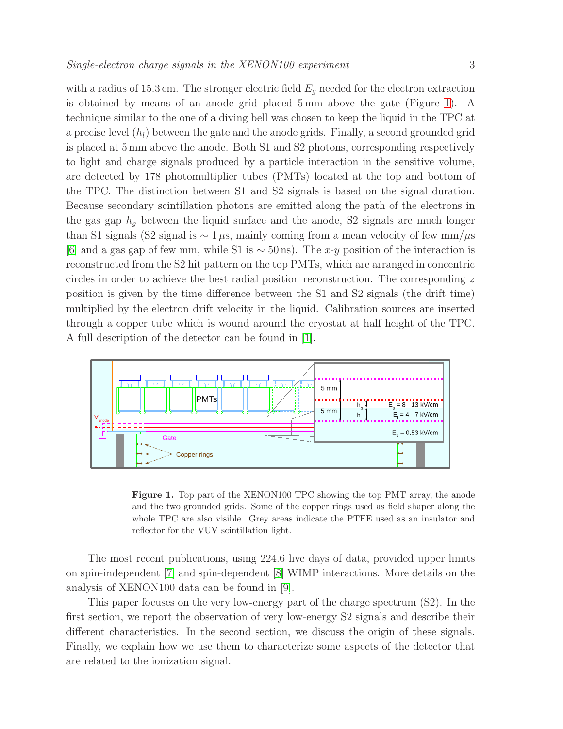with a radius of 15.3 cm. The stronger electric field $E_g$ needed for the electron extraction is obtained by means of an anode grid placed 5 mm above the gate (Figure 1). A technique similar to the one of a diving bell was chosen to keep the liquid in the TPC at a precise level ($h_l$) between the gate and the anode grids. Finally, a second grounded grid is placed at 5 mm above the anode. Both S1 and S2 photons, corresponding respectively to light and charge signals produced by a particle interaction in the sensitive volume, are detected by 178 photomultiplier tubes (PMTs) located at the top and bottom of the TPC. The distinction between S1 and S2 signals is based on the signal duration. Because secondary scintillation photons are emitted along the path of the electrons in the gas gap $h_g$ between the liquid surface and the anode, S2 signals are much longer than S1 signals (S2 signal is $\sim 1\,\mu$s, mainly coming from a mean velocity of few mm/$\mu$s [6] and a gas gap of few mm, while S1 is $\sim 50$ ns). The $x$-$y$ position of the interaction is reconstructed from the S2 hit pattern on the top PMTs, which are arranged in concentric circles in order to achieve the best radial position reconstruction. The corresponding $z$ position is given by the time difference between the S1 and S2 signals (the drift time) multiplied by the electron drift velocity in the liquid. Calibration sources are inserted through a copper tube which is wound around the cryostat at half height of the TPC. A full description of the detector can be found in [1].

**Figure 1.** Top part of the XENON100 TPC showing the top PMT array, the anode and the two grounded grids. Some of the copper rings used as field shaper along the whole TPC are also visible. Grey areas indicate the PTFE used as an insulator and reflector for the VUV scintillation light.

The most recent publications, using 224.6 live days of data, provided upper limits on spin-independent [7] and spin-dependent [8] WIMP interactions. More details on the analysis of XENON100 data can be found in [9].

This paper focuses on the very low-energy part of the charge spectrum (S2). In the first section, we report the observation of very low-energy S2 signals and describe their different characteristics. In the second section, we discuss the origin of these signals. Finally, we explain how we use them to characterize some aspects of the detector that are related to the ionization signal.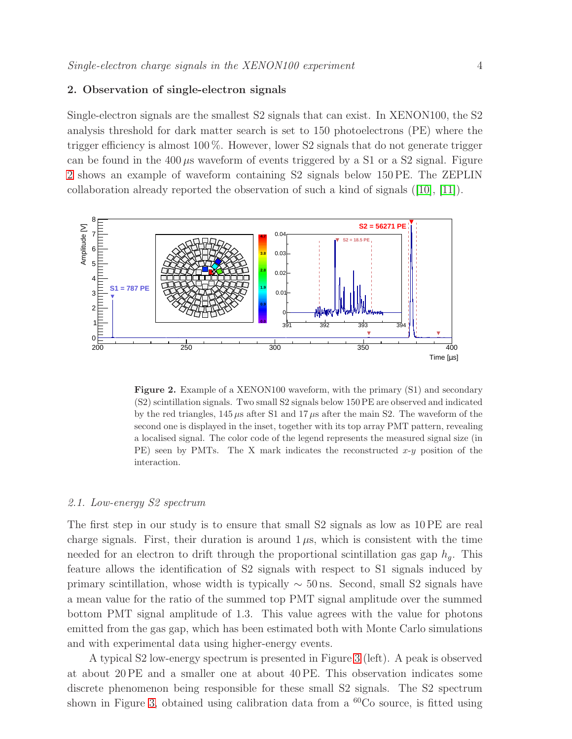## 2. Observation of single-electron signals

Single-electron signals are the smallest S2 signals that can exist. In XENON100, the S2 analysis threshold for dark matter search is set to 150 photoelectrons (PE) where the trigger efficiency is almost 100 %. However, lower S2 signals that do not generate trigger can be found in the 400 $\mu$s waveform of events triggered by a S1 or a S2 signal. Figure 2 shows an example of waveform containing S2 signals below 150 PE. The ZEPLIN collaboration already reported the observation of such a kind of signals ([10], [11]).

**Figure 2.** Example of a XENON100 waveform, with the primary (S1) and secondary (S2) scintillation signals. Two small S2 signals below 150 PE are observed and indicated by the red triangles, 145 $\mu$s after S1 and 17 $\mu$s after the main S2. The waveform of the second one is displayed in the inset, together with its top array PMT pattern, revealing a localised signal. The color code of the legend represents the measured signal size (in PE) seen by PMTs. The X mark indicates the reconstructed $x$-$y$ position of the interaction.

### 2.1. Low-energy S2 spectrum

The first step in our study is to ensure that small S2 signals as low as 10 PE are real charge signals. First, their duration is around 1 $\mu$s, which is consistent with the time needed for an electron to drift through the proportional scintillation gas gap $h_g$. This feature allows the identification of S2 signals with respect to S1 signals induced by primary scintillation, whose width is typically $\sim$ 50 ns. Second, small S2 signals have a mean value for the ratio of the summed top PMT signal amplitude over the summed bottom PMT signal amplitude of 1.3. This value agrees with the value for photons emitted from the gas gap, which has been estimated both with Monte Carlo simulations and with experimental data using higher-energy events.

A typical S2 low-energy spectrum is presented in Figure 3 (left). A peak is observed at about 20 PE and a smaller one at about 40 PE. This observation indicates some discrete phenomenon being responsible for these small S2 signals. The S2 spectrum shown in Figure 3, obtained using calibration data from a $^{60}$Co source, is fitted using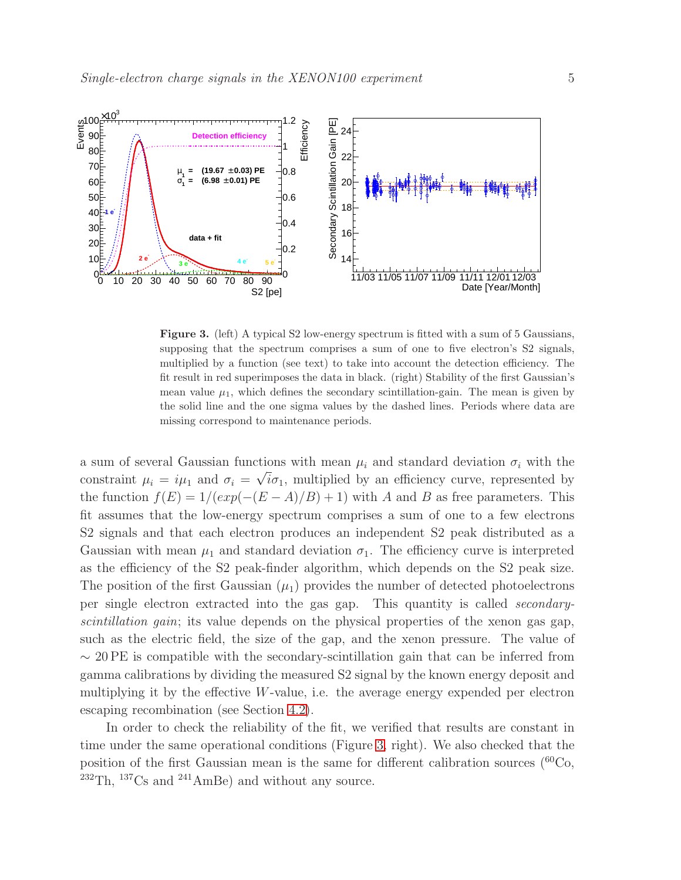**Figure 3.** (left) A typical S2 low-energy spectrum is fitted with a sum of 5 Gaussians, supposing that the spectrum comprises a sum of one to five electron's S2 signals, multiplied by a function (see text) to take into account the detection efficiency. The fit result in red superimposes the data in black. (right) Stability of the first Gaussian's mean value $\mu_1$, which defines the secondary scintillation-gain. The mean is given by the solid line and the one sigma values by the dashed lines. Periods where data are missing correspond to maintenance periods.

a sum of several Gaussian functions with mean $\mu_i$ and standard deviation $\sigma_i$ with the constraint $\mu_i = i\mu_1$ and $\sigma_i = \sqrt{i}\sigma_1$, multiplied by an efficiency curve, represented by the function $f(E) = 1/(exp(-(E - A)/B) + 1)$ with $A$ and $B$ as free parameters. This fit assumes that the low-energy spectrum comprises a sum of one to a few electrons S2 signals and that each electron produces an independent S2 peak distributed as a Gaussian with mean $\mu_1$ and standard deviation $\sigma_1$. The efficiency curve is interpreted as the efficiency of the S2 peak-finder algorithm, which depends on the S2 peak size. The position of the first Gaussian ($\mu_1$) provides the number of detected photoelectrons per single electron extracted into the gas gap. This quantity is called *secondary-scintillation gain*; its value depends on the physical properties of the xenon gas gap, such as the electric field, the size of the gap, and the xenon pressure. The value of $\sim 20$ PE is compatible with the secondary-scintillation gain that can be inferred from gamma calibrations by dividing the measured S2 signal by the known energy deposit and multiplying it by the effective $W$-value, i.e. the average energy expended per electron escaping recombination (see Section 4.2).

In order to check the reliability of the fit, we verified that results are constant in time under the same operational conditions (Figure 3, right). We also checked that the position of the first Gaussian mean is the same for different calibration sources ($^{60}$Co, $^{232}$Th, $^{137}$Cs and $^{241}$AmBe) and without any source.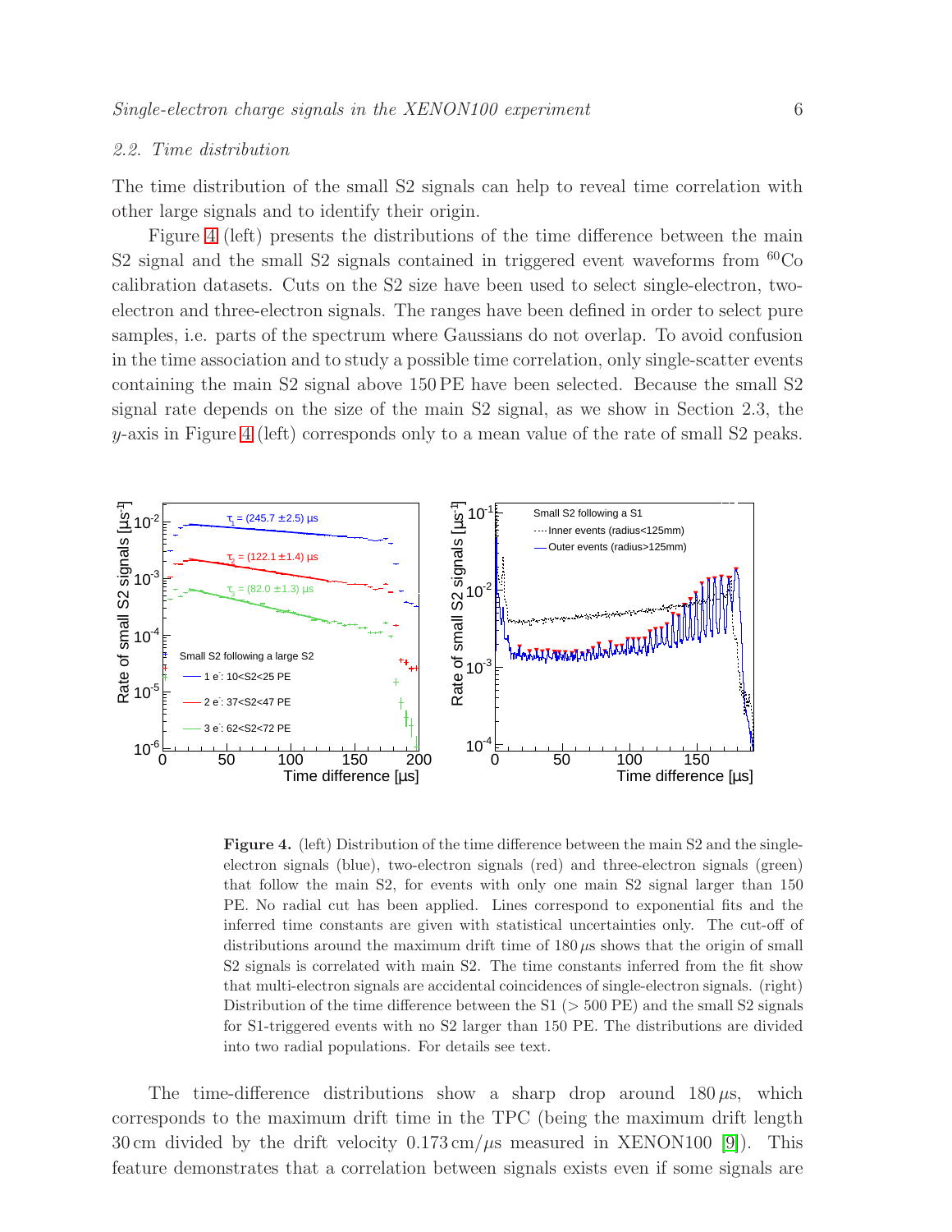### 2.2. Time distribution

The time distribution of the small S2 signals can help to reveal time correlation with other large signals and to identify their origin.

Figure 4 (left) presents the distributions of the time difference between the main S2 signal and the small S2 signals contained in triggered event waveforms from $^{60}$Co calibration datasets. Cuts on the S2 size have been used to select single-electron, two-electron and three-electron signals. The ranges have been defined in order to select pure samples, i.e. parts of the spectrum where Gaussians do not overlap. To avoid confusion in the time association and to study a possible time correlation, only single-scatter events containing the main S2 signal above 150 PE have been selected. Because the small S2 signal rate depends on the size of the main S2 signal, as we show in Section 2.3, the $y$-axis in Figure 4 (left) corresponds only to a mean value of the rate of small S2 peaks.

**Figure 4.** (left) Distribution of the time difference between the main S2 and the single-electron signals (blue), two-electron signals (red) and three-electron signals (green) that follow the main S2, for events with only one main S2 signal larger than 150 PE. No radial cut has been applied. Lines correspond to exponential fits and the inferred time constants are given with statistical uncertainties only. The cut-off of distributions around the maximum drift time of 180 $\mu$s shows that the origin of small S2 signals is correlated with main S2. The time constants inferred from the fit show that multi-electron signals are accidental coincidences of single-electron signals. (right) Distribution of the time difference between the S1 (> 500 PE) and the small S2 signals for S1-triggered events with no S2 larger than 150 PE. The distributions are divided into two radial populations. For details see text.

The time-difference distributions show a sharp drop around 180 $\mu$s, which corresponds to the maximum drift time in the TPC (being the maximum drift length 30 cm divided by the drift velocity 0.173 cm/$\mu$s measured in XENON100 [9]). This feature demonstrates that a correlation between signals exists even if some signals are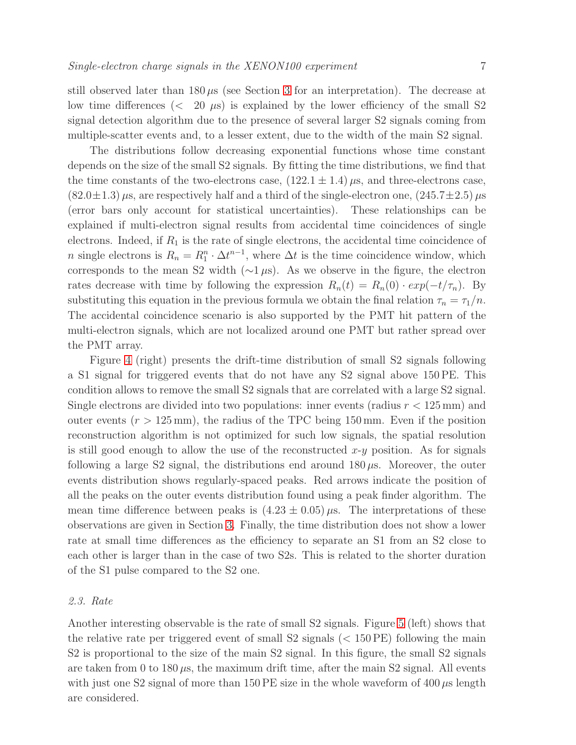still observed later than $180\,\mu$s (see Section 3 for an interpretation). The decrease at low time differences ($< 20\ \mu$s) is explained by the lower efficiency of the small S2 signal detection algorithm due to the presence of several larger S2 signals coming from multiple-scatter events and, to a lesser extent, due to the width of the main S2 signal.

The distributions follow decreasing exponential functions whose time constant depends on the size of the small S2 signals. By fitting the time distributions, we find that the time constants of the two-electrons case, $(122.1 \pm 1.4)\,\mu$s, and three-electrons case, $(82.0 \pm 1.3)\,\mu$s, are respectively half and a third of the single-electron one, $(245.7 \pm 2.5)\,\mu$s (error bars only account for statistical uncertainties). These relationships can be explained if multi-electron signal results from accidental time coincidences of single electrons. Indeed, if $R_1$ is the rate of single electrons, the accidental time coincidence of $n$ single electrons is $R_n = R_1^n \cdot \Delta t^{n-1}$, where $\Delta t$ is the time coincidence window, which corresponds to the mean S2 width ($\sim 1\,\mu$s). As we observe in the figure, the electron rates decrease with time by following the expression $R_n(t) = R_n(0) \cdot exp(-t/\tau_n)$. By substituting this equation in the previous formula we obtain the final relation $\tau_n = \tau_1/n$. The accidental coincidence scenario is also supported by the PMT hit pattern of the multi-electron signals, which are not localized around one PMT but rather spread over the PMT array.

Figure 4 (right) presents the drift-time distribution of small S2 signals following a S1 signal for triggered events that do not have any S2 signal above 150 PE. This condition allows to remove the small S2 signals that are correlated with a large S2 signal. Single electrons are divided into two populations: inner events (radius $r < 125$ mm) and outer events ($r > 125$ mm), the radius of the TPC being 150 mm. Even if the position reconstruction algorithm is not optimized for such low signals, the spatial resolution is still good enough to allow the use of the reconstructed $x$-$y$ position. As for signals following a large S2 signal, the distributions end around $180\,\mu$s. Moreover, the outer events distribution shows regularly-spaced peaks. Red arrows indicate the position of all the peaks on the outer events distribution found using a peak finder algorithm. The mean time difference between peaks is $(4.23 \pm 0.05)\,\mu$s. The interpretations of these observations are given in Section 3. Finally, the time distribution does not show a lower rate at small time differences as the efficiency to separate an S1 from an S2 close to each other is larger than in the case of two S2s. This is related to the shorter duration of the S1 pulse compared to the S2 one.

### *2.3. Rate*

Another interesting observable is the rate of small S2 signals. Figure 5 (left) shows that the relative rate per triggered event of small S2 signals ($< 150$ PE) following the main S2 is proportional to the size of the main S2 signal. In this figure, the small S2 signals are taken from 0 to $180\,\mu$s, the maximum drift time, after the main S2 signal. All events with just one S2 signal of more than 150 PE size in the whole waveform of $400\,\mu$s length are considered.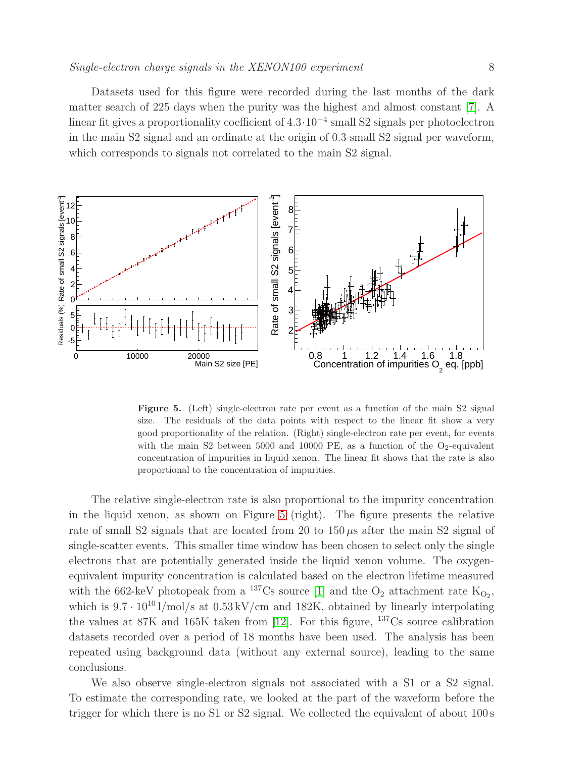Datasets used for this figure were recorded during the last months of the dark matter search of 225 days when the purity was the highest and almost constant [7]. A linear fit gives a proportionality coefficient of $4.3 \cdot 10^{-4}$ small S2 signals per photoelectron in the main S2 signal and an ordinate at the origin of 0.3 small S2 signal per waveform, which corresponds to signals not correlated to the main S2 signal.

**Figure 5.** (Left) single-electron rate per event as a function of the main S2 signal size. The residuals of the data points with respect to the linear fit show a very good proportionality of the relation. (Right) single-electron rate per event, for events with the main S2 between 5000 and 10000 PE, as a function of the $O_2$-equivalent concentration of impurities in liquid xenon. The linear fit shows that the rate is also proportional to the concentration of impurities.

The relative single-electron rate is also proportional to the impurity concentration in the liquid xenon, as shown on Figure 5 (right). The figure presents the relative rate of small S2 signals that are located from 20 to 150 $\mu$s after the main S2 signal of single-scatter events. This smaller time window has been chosen to select only the single electrons that are potentially generated inside the liquid xenon volume. The oxygen-equivalent impurity concentration is calculated based on the electron lifetime measured with the 662-keV photopeak from a $^{137}$Cs source [1] and the $O_2$ attachment rate $K_{O_2}$, which is $9.7 \cdot 10^{10}$ l/mol/s at 0.53 kV/cm and 182K, obtained by linearly interpolating the values at 87K and 165K taken from [12]. For this figure, $^{137}$Cs source calibration datasets recorded over a period of 18 months have been used. The analysis has been repeated using background data (without any external source), leading to the same conclusions.

We also observe single-electron signals not associated with a S1 or a S2 signal. To estimate the corresponding rate, we looked at the part of the waveform before the trigger for which there is no S1 or S2 signal. We collected the equivalent of about 100 s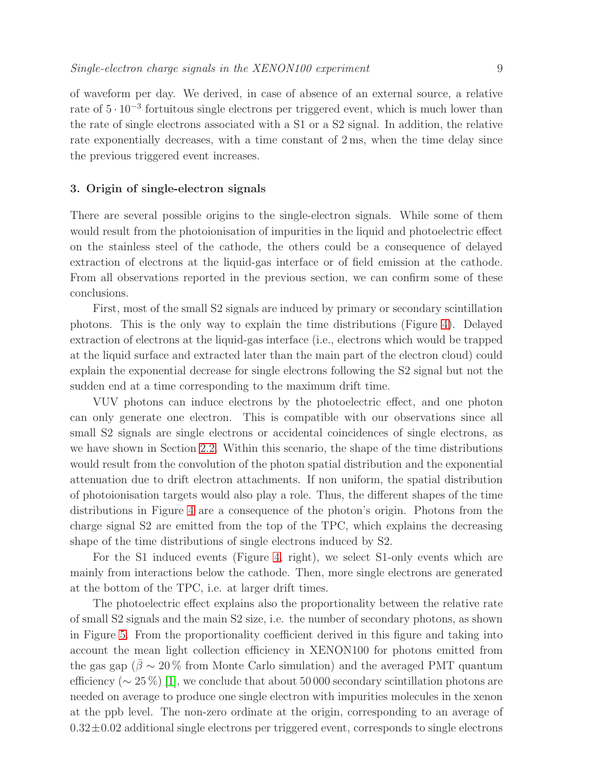of waveform per day. We derived, in case of absence of an external source, a relative rate of $5 \cdot 10^{-3}$ fortuitous single electrons per triggered event, which is much lower than the rate of single electrons associated with a S1 or a S2 signal. In addition, the relative rate exponentially decreases, with a time constant of 2 ms, when the time delay since the previous triggered event increases.

## 3. Origin of single-electron signals

There are several possible origins to the single-electron signals. While some of them would result from the photoionisation of impurities in the liquid and photoelectric effect on the stainless steel of the cathode, the others could be a consequence of delayed extraction of electrons at the liquid-gas interface or of field emission at the cathode. From all observations reported in the previous section, we can confirm some of these conclusions.

First, most of the small S2 signals are induced by primary or secondary scintillation photons. This is the only way to explain the time distributions (Figure 4). Delayed extraction of electrons at the liquid-gas interface (i.e., electrons which would be trapped at the liquid surface and extracted later than the main part of the electron cloud) could explain the exponential decrease for single electrons following the S2 signal but not the sudden end at a time corresponding to the maximum drift time.

VUV photons can induce electrons by the photoelectric effect, and one photon can only generate one electron. This is compatible with our observations since all small S2 signals are single electrons or accidental coincidences of single electrons, as we have shown in Section 2.2. Within this scenario, the shape of the time distributions would result from the convolution of the photon spatial distribution and the exponential attenuation due to drift electron attachments. If non uniform, the spatial distribution of photoionisation targets would also play a role. Thus, the different shapes of the time distributions in Figure 4 are a consequence of the photon's origin. Photons from the charge signal S2 are emitted from the top of the TPC, which explains the decreasing shape of the time distributions of single electrons induced by S2.

For the S1 induced events (Figure 4, right), we select S1-only events which are mainly from interactions below the cathode. Then, more single electrons are generated at the bottom of the TPC, i.e. at larger drift times.

The photoelectric effect explains also the proportionality between the relative rate of small S2 signals and the main S2 size, i.e. the number of secondary photons, as shown in Figure 5. From the proportionality coefficient derived in this figure and taking into account the mean light collection efficiency in XENON100 for photons emitted from the gas gap ($\bar{\beta} \sim 20\,\%$ from Monte Carlo simulation) and the averaged PMT quantum efficiency ($\sim 25\,\%$) [1], we conclude that about 50 000 secondary scintillation photons are needed on average to produce one single electron with impurities molecules in the xenon at the ppb level. The non-zero ordinate at the origin, corresponding to an average of $0.32 \pm 0.02$ additional single electrons per triggered event, corresponds to single electrons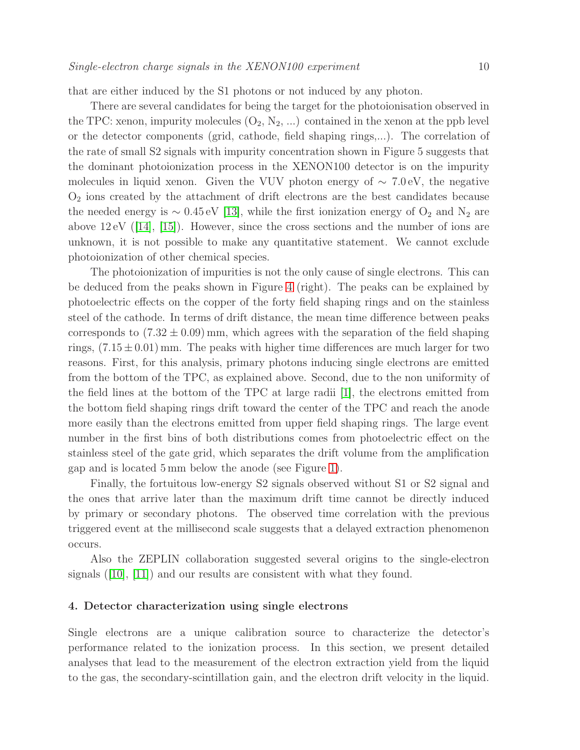that are either induced by the S1 photons or not induced by any photon.

There are several candidates for being the target for the photoionisation observed in the TPC: xenon, impurity molecules ($O_2$, $N_2$, ...) contained in the xenon at the ppb level or the detector components (grid, cathode, field shaping rings,...). The correlation of the rate of small S2 signals with impurity concentration shown in Figure 5 suggests that the dominant photoionization process in the XENON100 detector is on the impurity molecules in liquid xenon. Given the VUV photon energy of $\sim 7.0\,\mathrm{eV}$, the negative $O_2$ ions created by the attachment of drift electrons are the best candidates because the needed energy is $\sim 0.45\,\mathrm{eV}$ [13], while the first ionization energy of $O_2$ and $N_2$ are above $12\,\mathrm{eV}$ ([14], [15]). However, since the cross sections and the number of ions are unknown, it is not possible to make any quantitative statement. We cannot exclude photoionization of other chemical species.

The photoionization of impurities is not the only cause of single electrons. This can be deduced from the peaks shown in Figure 4 (right). The peaks can be explained by photoelectric effects on the copper of the forty field shaping rings and on the stainless steel of the cathode. In terms of drift distance, the mean time difference between peaks corresponds to $(7.32 \pm 0.09)\,\mathrm{mm}$, which agrees with the separation of the field shaping rings, $(7.15 \pm 0.01)\,\mathrm{mm}$. The peaks with higher time differences are much larger for two reasons. First, for this analysis, primary photons inducing single electrons are emitted from the bottom of the TPC, as explained above. Second, due to the non uniformity of the field lines at the bottom of the TPC at large radii [1], the electrons emitted from the bottom field shaping rings drift toward the center of the TPC and reach the anode more easily than the electrons emitted from upper field shaping rings. The large event number in the first bins of both distributions comes from photoelectric effect on the stainless steel of the gate grid, which separates the drift volume from the amplification gap and is located 5 mm below the anode (see Figure 1).

Finally, the fortuitous low-energy S2 signals observed without S1 or S2 signal and the ones that arrive later than the maximum drift time cannot be directly induced by primary or secondary photons. The observed time correlation with the previous triggered event at the millisecond scale suggests that a delayed extraction phenomenon occurs.

Also the ZEPLIN collaboration suggested several origins to the single-electron signals ([10], [11]) and our results are consistent with what they found.

## 4. Detector characterization using single electrons

Single electrons are a unique calibration source to characterize the detector's performance related to the ionization process. In this section, we present detailed analyses that lead to the measurement of the electron extraction yield from the liquid to the gas, the secondary-scintillation gain, and the electron drift velocity in the liquid.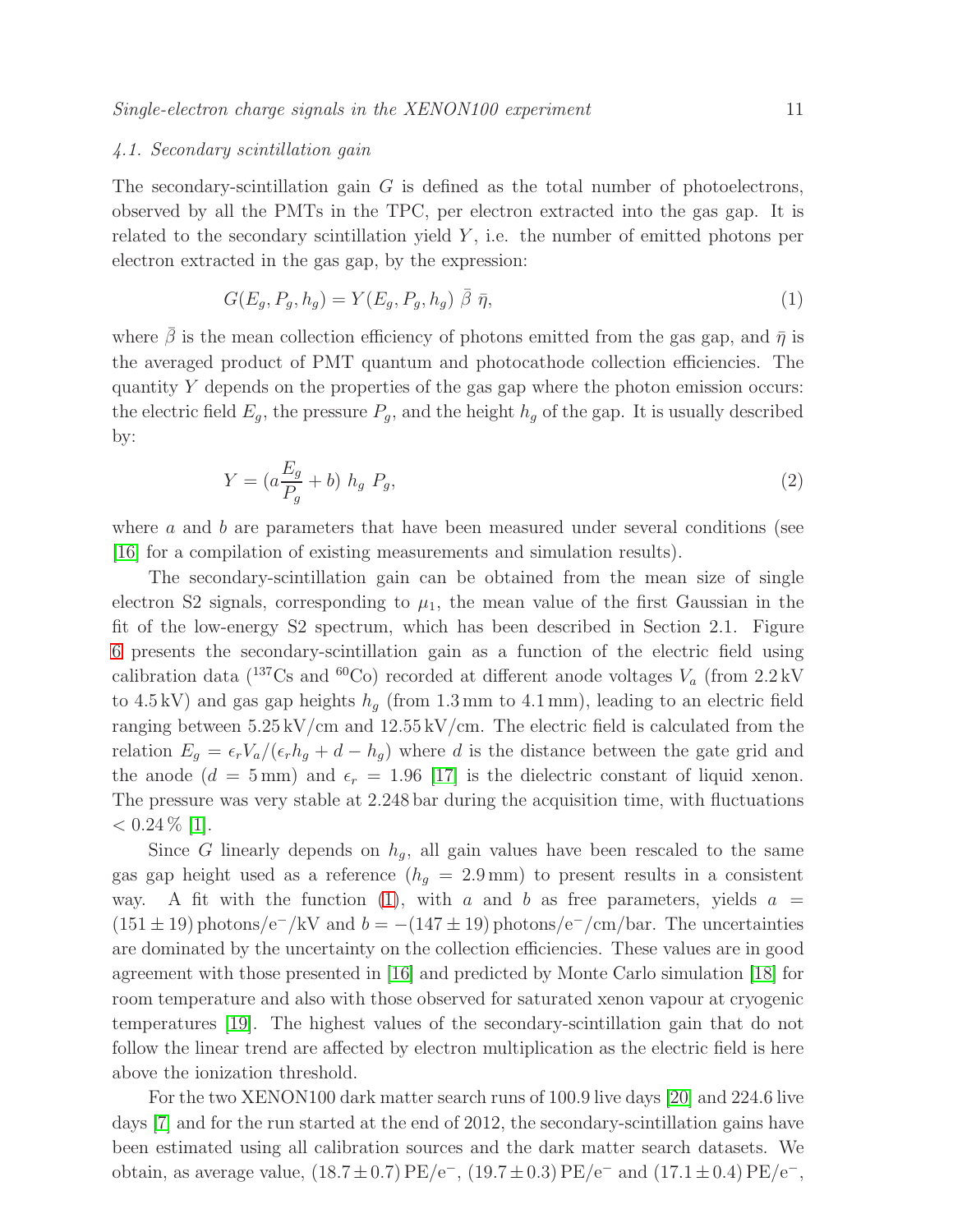### 4.1. Secondary scintillation gain

The secondary-scintillation gain $G$ is defined as the total number of photoelectrons, observed by all the PMTs in the TPC, per electron extracted into the gas gap. It is related to the secondary scintillation yield $Y$, i.e. the number of emitted photons per electron extracted in the gas gap, by the expression:

$$G(E_g, P_g, h_g) = Y(E_g, P_g, h_g)\ \bar{\beta}\ \bar{\eta}, \tag{1}$$

where $\bar{\beta}$ is the mean collection efficiency of photons emitted from the gas gap, and $\bar{\eta}$ is the averaged product of PMT quantum and photocathode collection efficiencies. The quantity $Y$ depends on the properties of the gas gap where the photon emission occurs: the electric field $E_g$, the pressure $P_g$, and the height $h_g$ of the gap. It is usually described by:

$$Y = (a\frac{E_g}{P_g} + b)\ h_g\ P_g, \tag{2}$$

where $a$ and $b$ are parameters that have been measured under several conditions (see [16] for a compilation of existing measurements and simulation results).

The secondary-scintillation gain can be obtained from the mean size of single electron S2 signals, corresponding to $\mu_1$, the mean value of the first Gaussian in the fit of the low-energy S2 spectrum, which has been described in Section 2.1. Figure 6 presents the secondary-scintillation gain as a function of the electric field using calibration data ($^{137}$Cs and $^{60}$Co) recorded at different anode voltages $V_a$ (from 2.2 kV to 4.5 kV) and gas gap heights $h_g$ (from 1.3 mm to 4.1 mm), leading to an electric field ranging between 5.25 kV/cm and 12.55 kV/cm. The electric field is calculated from the relation $E_g = \epsilon_r V_a/(\epsilon_r h_g + d - h_g)$ where $d$ is the distance between the gate grid and the anode ($d = 5$ mm) and $\epsilon_r = 1.96$ [17] is the dielectric constant of liquid xenon. The pressure was very stable at 2.248 bar during the acquisition time, with fluctuations $< 0.24\,\%$ [1].

Since $G$ linearly depends on $h_g$, all gain values have been rescaled to the same gas gap height used as a reference ($h_g = 2.9$ mm) to present results in a consistent way. A fit with the function (1), with $a$ and $b$ as free parameters, yields $a = (151 \pm 19)$ photons/e$^-$/kV and $b = -(147 \pm 19)$ photons/e$^-$/cm/bar. The uncertainties are dominated by the uncertainty on the collection efficiencies. These values are in good agreement with those presented in [16] and predicted by Monte Carlo simulation [18] for room temperature and also with those observed for saturated xenon vapour at cryogenic temperatures [19]. The highest values of the secondary-scintillation gain that do not follow the linear trend are affected by electron multiplication as the electric field is here above the ionization threshold.

For the two XENON100 dark matter search runs of 100.9 live days [20] and 224.6 live days [7] and for the run started at the end of 2012, the secondary-scintillation gains have been estimated using all calibration sources and the dark matter search datasets. We obtain, as average value, $(18.7 \pm 0.7)$ PE/e$^-$, $(19.7 \pm 0.3)$ PE/e$^-$ and $(17.1 \pm 0.4)$ PE/e$^-$,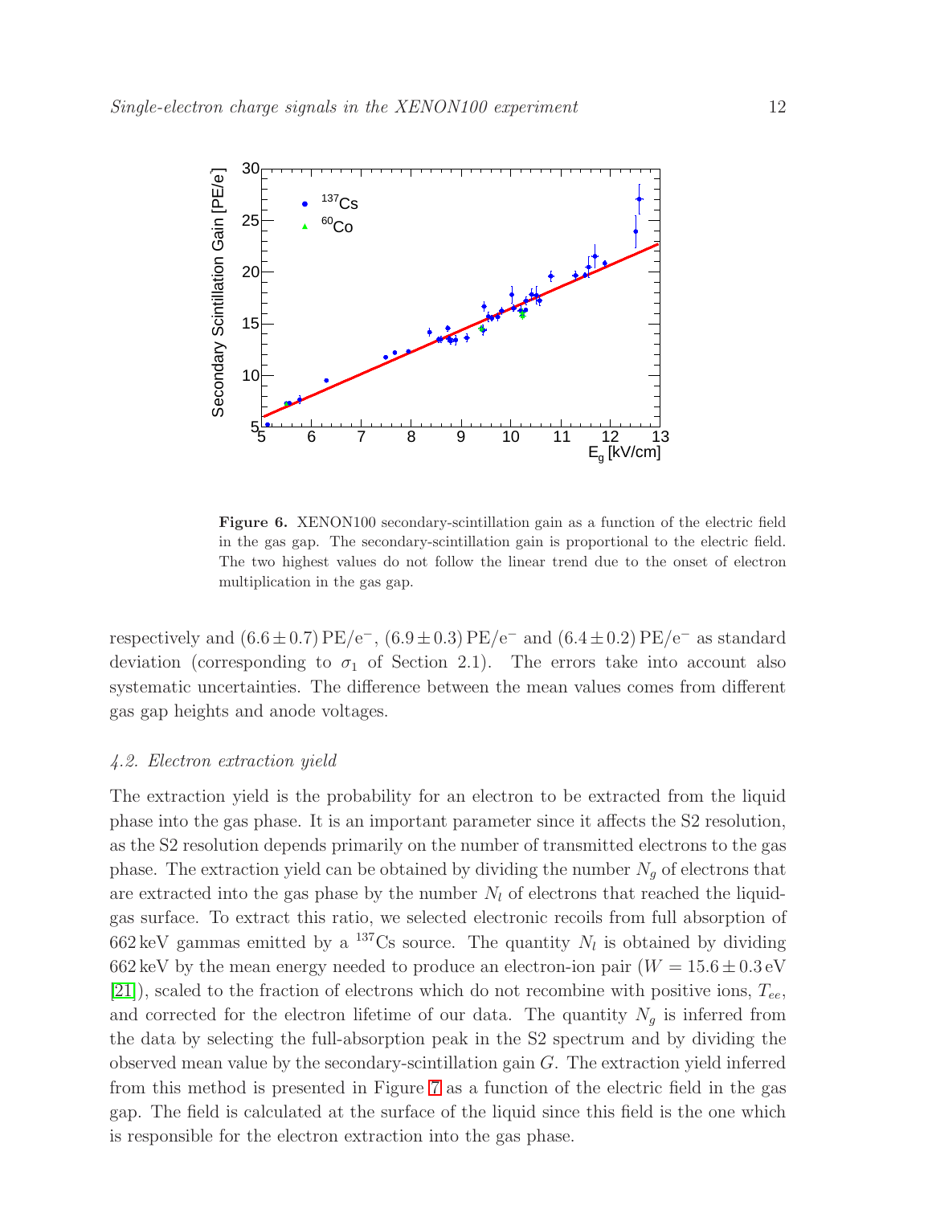Figure 6. XENON100 secondary-scintillation gain as a function of the electric field in the gas gap. The secondary-scintillation gain is proportional to the electric field. The two highest values do not follow the linear trend due to the onset of electron multiplication in the gas gap.

respectively and $(6.6 \pm 0.7)\,\mathrm{PE/e^-}$, $(6.9 \pm 0.3)\,\mathrm{PE/e^-}$ and $(6.4 \pm 0.2)\,\mathrm{PE/e^-}$ as standard deviation (corresponding to $\sigma_1$ of Section 2.1). The errors take into account also systematic uncertainties. The difference between the mean values comes from different gas gap heights and anode voltages.

### *4.2. Electron extraction yield*

The extraction yield is the probability for an electron to be extracted from the liquid phase into the gas phase. It is an important parameter since it affects the S2 resolution, as the S2 resolution depends primarily on the number of transmitted electrons to the gas phase. The extraction yield can be obtained by dividing the number $N_g$ of electrons that are extracted into the gas phase by the number $N_l$ of electrons that reached the liquid-gas surface. To extract this ratio, we selected electronic recoils from full absorption of 662 keV gammas emitted by a $^{137}$Cs source. The quantity $N_l$ is obtained by dividing 662 keV by the mean energy needed to produce an electron-ion pair ($W = 15.6 \pm 0.3\,\mathrm{eV}$ [21]), scaled to the fraction of electrons which do not recombine with positive ions, $T_{ee}$, and corrected for the electron lifetime of our data. The quantity $N_g$ is inferred from the data by selecting the full-absorption peak in the S2 spectrum and by dividing the observed mean value by the secondary-scintillation gain $G$. The extraction yield inferred from this method is presented in Figure 7 as a function of the electric field in the gas gap. The field is calculated at the surface of the liquid since this field is the one which is responsible for the electron extraction into the gas phase.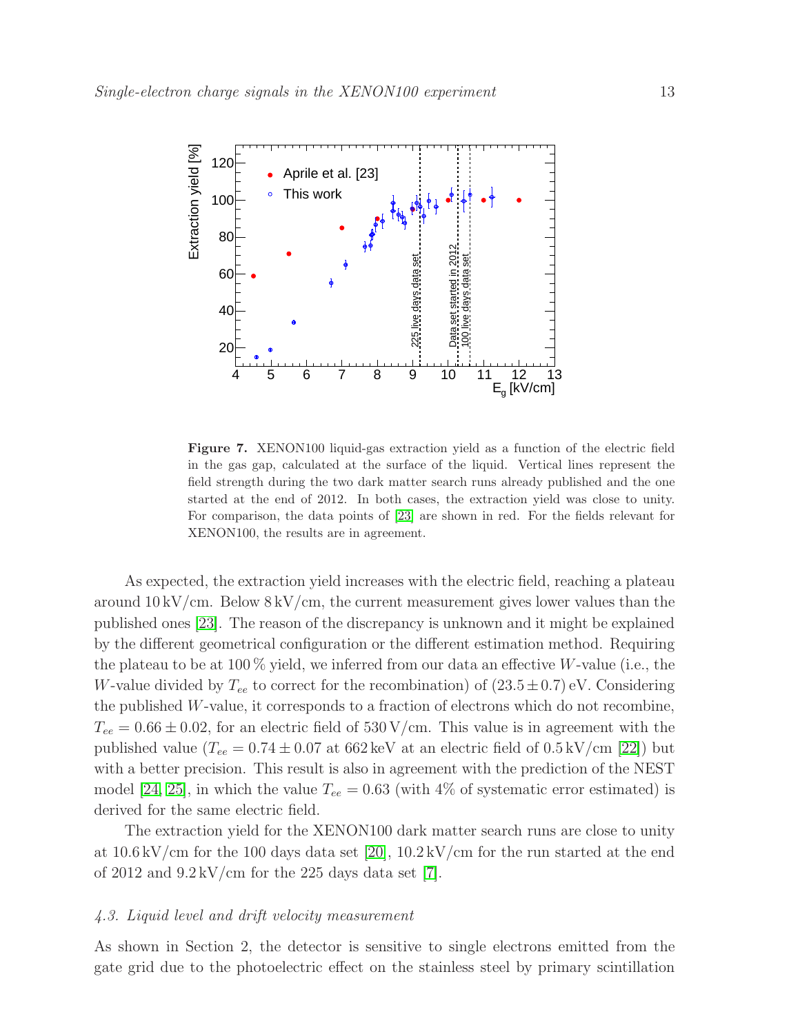**Figure 7.** XENON100 liquid-gas extraction yield as a function of the electric field in the gas gap, calculated at the surface of the liquid. Vertical lines represent the field strength during the two dark matter search runs already published and the one started at the end of 2012. In both cases, the extraction yield was close to unity. For comparison, the data points of [23] are shown in red. For the fields relevant for XENON100, the results are in agreement.

As expected, the extraction yield increases with the electric field, reaching a plateau around 10 kV/cm. Below 8 kV/cm, the current measurement gives lower values than the published ones [23]. The reason of the discrepancy is unknown and it might be explained by the different geometrical configuration or the different estimation method. Requiring the plateau to be at 100 % yield, we inferred from our data an effective $W$-value (i.e., the $W$-value divided by $T_{ee}$ to correct for the recombination) of $(23.5 \pm 0.7)$ eV. Considering the published $W$-value, it corresponds to a fraction of electrons which do not recombine, $T_{ee} = 0.66 \pm 0.02$, for an electric field of 530 V/cm. This value is in agreement with the published value ($T_{ee} = 0.74 \pm 0.07$ at 662 keV at an electric field of 0.5 kV/cm [22]) but with a better precision. This result is also in agreement with the prediction of the NEST model [24, 25], in which the value $T_{ee} = 0.63$ (with 4% of systematic error estimated) is derived for the same electric field.

The extraction yield for the XENON100 dark matter search runs are close to unity at 10.6 kV/cm for the 100 days data set [20], 10.2 kV/cm for the run started at the end of 2012 and 9.2 kV/cm for the 225 days data set [7].

### *4.3. Liquid level and drift velocity measurement*

As shown in Section 2, the detector is sensitive to single electrons emitted from the gate grid due to the photoelectric effect on the stainless steel by primary scintillation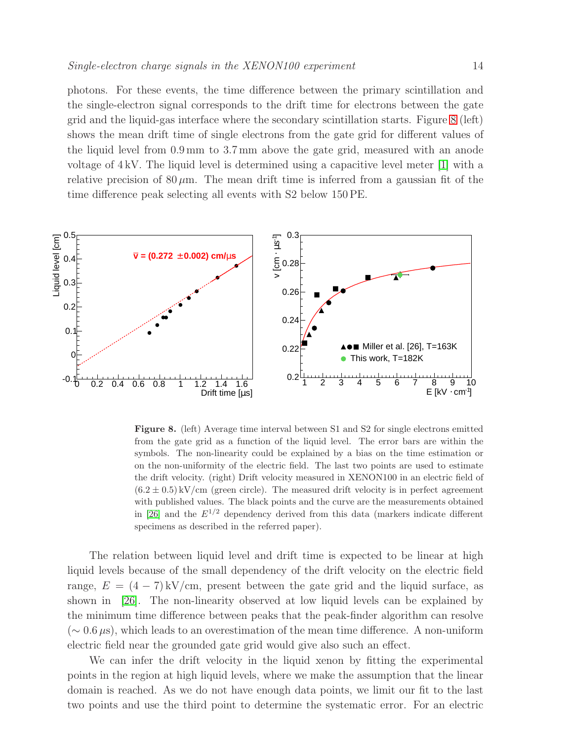photons. For these events, the time difference between the primary scintillation and the single-electron signal corresponds to the drift time for electrons between the gate grid and the liquid-gas interface where the secondary scintillation starts. Figure 8 (left) shows the mean drift time of single electrons from the gate grid for different values of the liquid level from 0.9 mm to 3.7 mm above the gate grid, measured with an anode voltage of 4 kV. The liquid level is determined using a capacitive level meter [1] with a relative precision of 80 $\mu$m. The mean drift time is inferred from a gaussian fit of the time difference peak selecting all events with S2 below 150 PE.

**Figure 8.** (left) Average time interval between S1 and S2 for single electrons emitted from the gate grid as a function of the liquid level. The error bars are within the symbols. The non-linearity could be explained by a bias on the time estimation or on the non-uniformity of the electric field. The last two points are used to estimate the drift velocity. (right) Drift velocity measured in XENON100 in an electric field of $(6.2 \pm 0.5)$ kV/cm (green circle). The measured drift velocity is in perfect agreement with published values. The black points and the curve are the measurements obtained in [26] and the $E^{1/2}$ dependency derived from this data (markers indicate different specimens as described in the referred paper).

The relation between liquid level and drift time is expected to be linear at high liquid levels because of the small dependency of the drift velocity on the electric field range, $E = (4 - 7)$ kV/cm, present between the gate grid and the liquid surface, as shown in [26]. The non-linearity observed at low liquid levels can be explained by the minimum time difference between peaks that the peak-finder algorithm can resolve ($\sim 0.6\,\mu$s), which leads to an overestimation of the mean time difference. A non-uniform electric field near the grounded gate grid would give also such an effect.

We can infer the drift velocity in the liquid xenon by fitting the experimental points in the region at high liquid levels, where we make the assumption that the linear domain is reached. As we do not have enough data points, we limit our fit to the last two points and use the third point to determine the systematic error. For an electric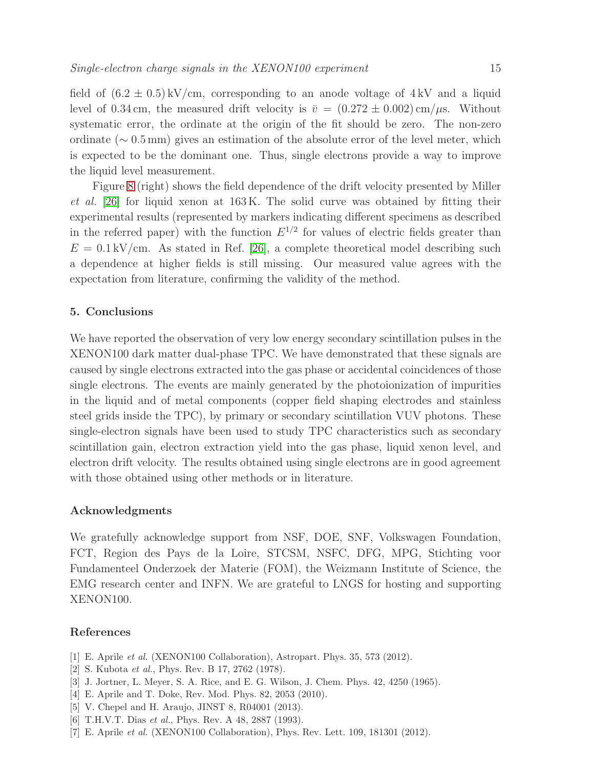field of $(6.2 \pm 0.5)\,\mathrm{kV/cm}$, corresponding to an anode voltage of 4 kV and a liquid level of 0.34 cm, the measured drift velocity is $\bar{v} = (0.272 \pm 0.002)\,\mathrm{cm}/\mu\mathrm{s}$. Without systematic error, the ordinate at the origin of the fit should be zero. The non-zero ordinate ($\sim 0.5\,\mathrm{mm}$) gives an estimation of the absolute error of the level meter, which is expected to be the dominant one. Thus, single electrons provide a way to improve the liquid level measurement.

Figure 8 (right) shows the field dependence of the drift velocity presented by Miller *et al.* [26] for liquid xenon at 163 K. The solid curve was obtained by fitting their experimental results (represented by markers indicating different specimens as described in the referred paper) with the function $E^{1/2}$ for values of electric fields greater than $E = 0.1\,\mathrm{kV/cm}$. As stated in Ref. [26], a complete theoretical model describing such a dependence at higher fields is still missing. Our measured value agrees with the expectation from literature, confirming the validity of the method.

## 5. Conclusions

We have reported the observation of very low energy secondary scintillation pulses in the XENON100 dark matter dual-phase TPC. We have demonstrated that these signals are caused by single electrons extracted into the gas phase or accidental coincidences of those single electrons. The events are mainly generated by the photoionization of impurities in the liquid and of metal components (copper field shaping electrodes and stainless steel grids inside the TPC), by primary or secondary scintillation VUV photons. These single-electron signals have been used to study TPC characteristics such as secondary scintillation gain, electron extraction yield into the gas phase, liquid xenon level, and electron drift velocity. The results obtained using single electrons are in good agreement with those obtained using other methods or in literature.

## Acknowledgments

We gratefully acknowledge support from NSF, DOE, SNF, Volkswagen Foundation, FCT, Region des Pays de la Loire, STCSM, NSFC, DFG, MPG, Stichting voor Fundamenteel Onderzoek der Materie (FOM), the Weizmann Institute of Science, the EMG research center and INFN. We are grateful to LNGS for hosting and supporting XENON100.

## References

[1] E. Aprile *et al.* (XENON100 Collaboration), Astropart. Phys. 35, 573 (2012).
[2] S. Kubota *et al.*, Phys. Rev. B 17, 2762 (1978).
[3] J. Jortner, L. Meyer, S. A. Rice, and E. G. Wilson, J. Chem. Phys. 42, 4250 (1965).
[4] E. Aprile and T. Doke, Rev. Mod. Phys. 82, 2053 (2010).
[5] V. Chepel and H. Araujo, JINST 8, R04001 (2013).
[6] T.H.V.T. Dias *et al.*, Phys. Rev. A 48, 2887 (1993).
[7] E. Aprile *et al.* (XENON100 Collaboration), Phys. Rev. Lett. 109, 181301 (2012).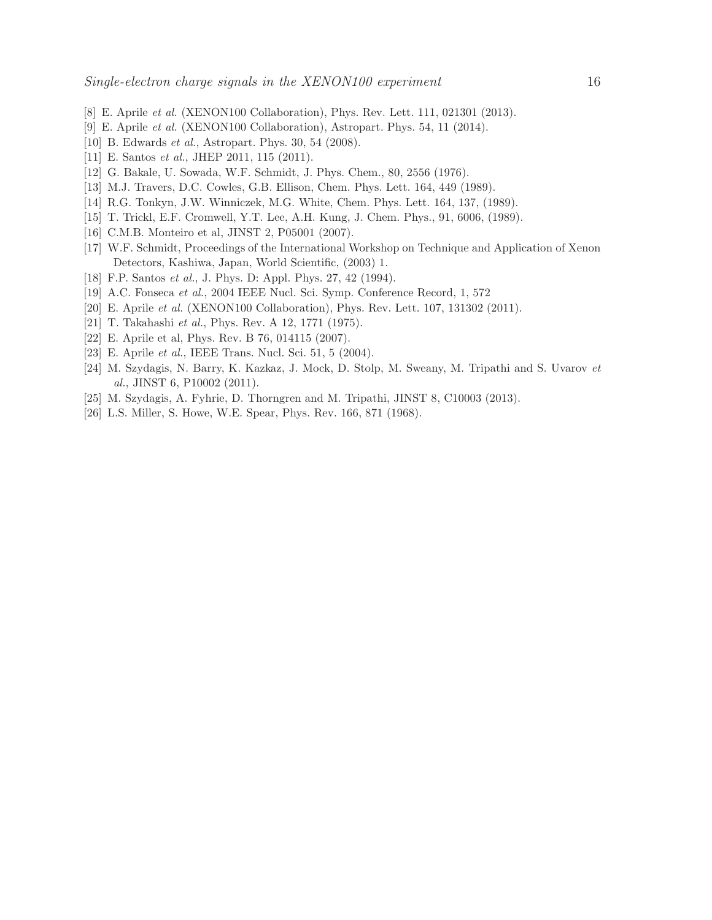[8] E. Aprile *et al.* (XENON100 Collaboration), Phys. Rev. Lett. 111, 021301 (2013).
[9] E. Aprile *et al.* (XENON100 Collaboration), Astropart. Phys. 54, 11 (2014).
[10] B. Edwards *et al.*, Astropart. Phys. 30, 54 (2008).
[11] E. Santos *et al.*, JHEP 2011, 115 (2011).
[12] G. Bakale, U. Sowada, W.F. Schmidt, J. Phys. Chem., 80, 2556 (1976).
[13] M.J. Travers, D.C. Cowles, G.B. Ellison, Chem. Phys. Lett. 164, 449 (1989).
[14] R.G. Tonkyn, J.W. Winniczek, M.G. White, Chem. Phys. Lett. 164, 137, (1989).
[15] T. Trickl, E.F. Cromwell, Y.T. Lee, A.H. Kung, J. Chem. Phys., 91, 6006, (1989).
[16] C.M.B. Monteiro et al, JINST 2, P05001 (2007).
[17] W.F. Schmidt, Proceedings of the International Workshop on Technique and Application of Xenon Detectors, Kashiwa, Japan, World Scientific, (2003) 1.
[18] F.P. Santos *et al.*, J. Phys. D: Appl. Phys. 27, 42 (1994).
[19] A.C. Fonseca *et al.*, 2004 IEEE Nucl. Sci. Symp. Conference Record, 1, 572
[20] E. Aprile *et al.* (XENON100 Collaboration), Phys. Rev. Lett. 107, 131302 (2011).
[21] T. Takahashi *et al.*, Phys. Rev. A 12, 1771 (1975).
[22] E. Aprile et al, Phys. Rev. B 76, 014115 (2007).
[23] E. Aprile *et al.*, IEEE Trans. Nucl. Sci. 51, 5 (2004).
[24] M. Szydagis, N. Barry, K. Kazkaz, J. Mock, D. Stolp, M. Sweany, M. Tripathi and S. Uvarov *et al.*, JINST 6, P10002 (2011).
[25] M. Szydagis, A. Fyhrie, D. Thorngren and M. Tripathi, JINST 8, C10003 (2013).
[26] L.S. Miller, S. Howe, W.E. Spear, Phys. Rev. 166, 871 (1968).